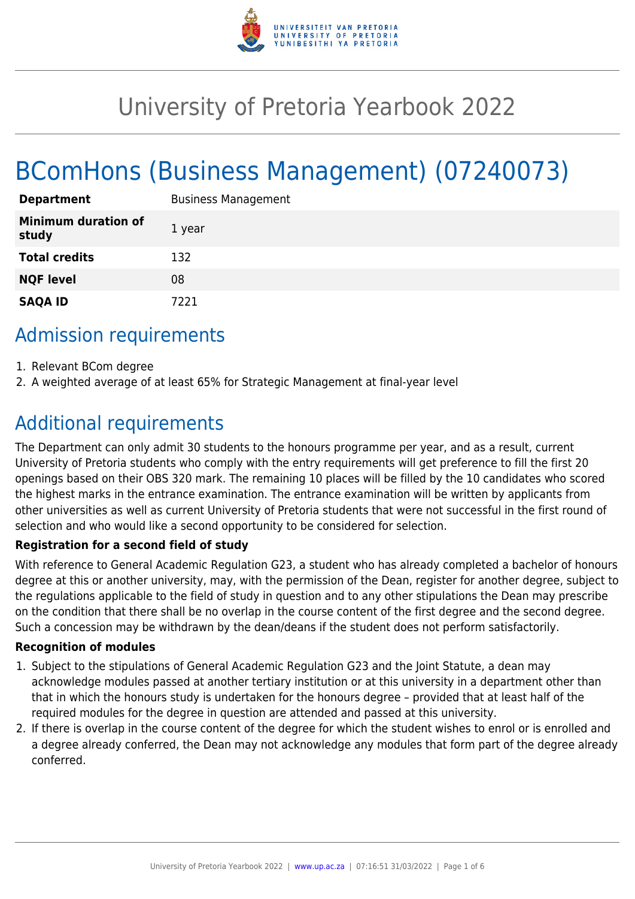# University of Pretoria Yearbook 2022

# BComHons (Business Management) (07240073)

| | |
|---|---|
| **Department** | Business Management |
| **Minimum duration of study** | 1 year |
| **Total credits** | 132 |
| **NQF level** | 08 |
| **SAQA ID** | 7221 |

## Admission requirements

1. Relevant BCom degree
2. A weighted average of at least 65% for Strategic Management at final-year level

## Additional requirements

The Department can only admit 30 students to the honours programme per year, and as a result, current University of Pretoria students who comply with the entry requirements will get preference to fill the first 20 openings based on their OBS 320 mark. The remaining 10 places will be filled by the 10 candidates who scored the highest marks in the entrance examination. The entrance examination will be written by applicants from other universities as well as current University of Pretoria students that were not successful in the first round of selection and who would like a second opportunity to be considered for selection.

**Registration for a second field of study**

With reference to General Academic Regulation G23, a student who has already completed a bachelor of honours degree at this or another university, may, with the permission of the Dean, register for another degree, subject to the regulations applicable to the field of study in question and to any other stipulations the Dean may prescribe on the condition that there shall be no overlap in the course content of the first degree and the second degree. Such a concession may be withdrawn by the dean/deans if the student does not perform satisfactorily.

**Recognition of modules**

1. Subject to the stipulations of General Academic Regulation G23 and the Joint Statute, a dean may acknowledge modules passed at another tertiary institution or at this university in a department other than that in which the honours study is undertaken for the honours degree – provided that at least half of the required modules for the degree in question are attended and passed at this university.
2. If there is overlap in the course content of the degree for which the student wishes to enrol or is enrolled and a degree already conferred, the Dean may not acknowledge any modules that form part of the degree already conferred.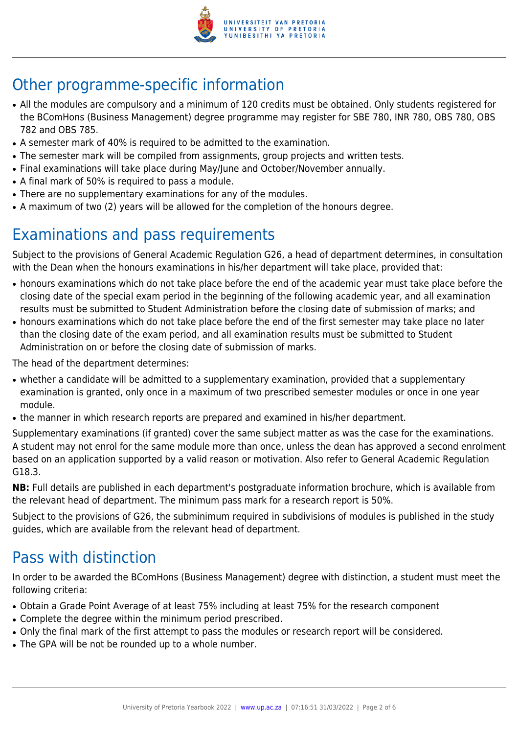## Other programme-specific information

- All the modules are compulsory and a minimum of 120 credits must be obtained. Only students registered for the BComHons (Business Management) degree programme may register for SBE 780, INR 780, OBS 780, OBS 782 and OBS 785.
- A semester mark of 40% is required to be admitted to the examination.
- The semester mark will be compiled from assignments, group projects and written tests.
- Final examinations will take place during May/June and October/November annually.
- A final mark of 50% is required to pass a module.
- There are no supplementary examinations for any of the modules.
- A maximum of two (2) years will be allowed for the completion of the honours degree.

## Examinations and pass requirements

Subject to the provisions of General Academic Regulation G26, a head of department determines, in consultation with the Dean when the honours examinations in his/her department will take place, provided that:

- honours examinations which do not take place before the end of the academic year must take place before the closing date of the special exam period in the beginning of the following academic year, and all examination results must be submitted to Student Administration before the closing date of submission of marks; and
- honours examinations which do not take place before the end of the first semester may take place no later than the closing date of the exam period, and all examination results must be submitted to Student Administration on or before the closing date of submission of marks.

The head of the department determines:

- whether a candidate will be admitted to a supplementary examination, provided that a supplementary examination is granted, only once in a maximum of two prescribed semester modules or once in one year module.
- the manner in which research reports are prepared and examined in his/her department.

Supplementary examinations (if granted) cover the same subject matter as was the case for the examinations. A student may not enrol for the same module more than once, unless the dean has approved a second enrolment based on an application supported by a valid reason or motivation. Also refer to General Academic Regulation G18.3.

**NB:** Full details are published in each department's postgraduate information brochure, which is available from the relevant head of department. The minimum pass mark for a research report is 50%.

Subject to the provisions of G26, the subminimum required in subdivisions of modules is published in the study guides, which are available from the relevant head of department.

## Pass with distinction

In order to be awarded the BComHons (Business Management) degree with distinction, a student must meet the following criteria:

- Obtain a Grade Point Average of at least 75% including at least 75% for the research component
- Complete the degree within the minimum period prescribed.
- Only the final mark of the first attempt to pass the modules or research report will be considered.
- The GPA will be not be rounded up to a whole number.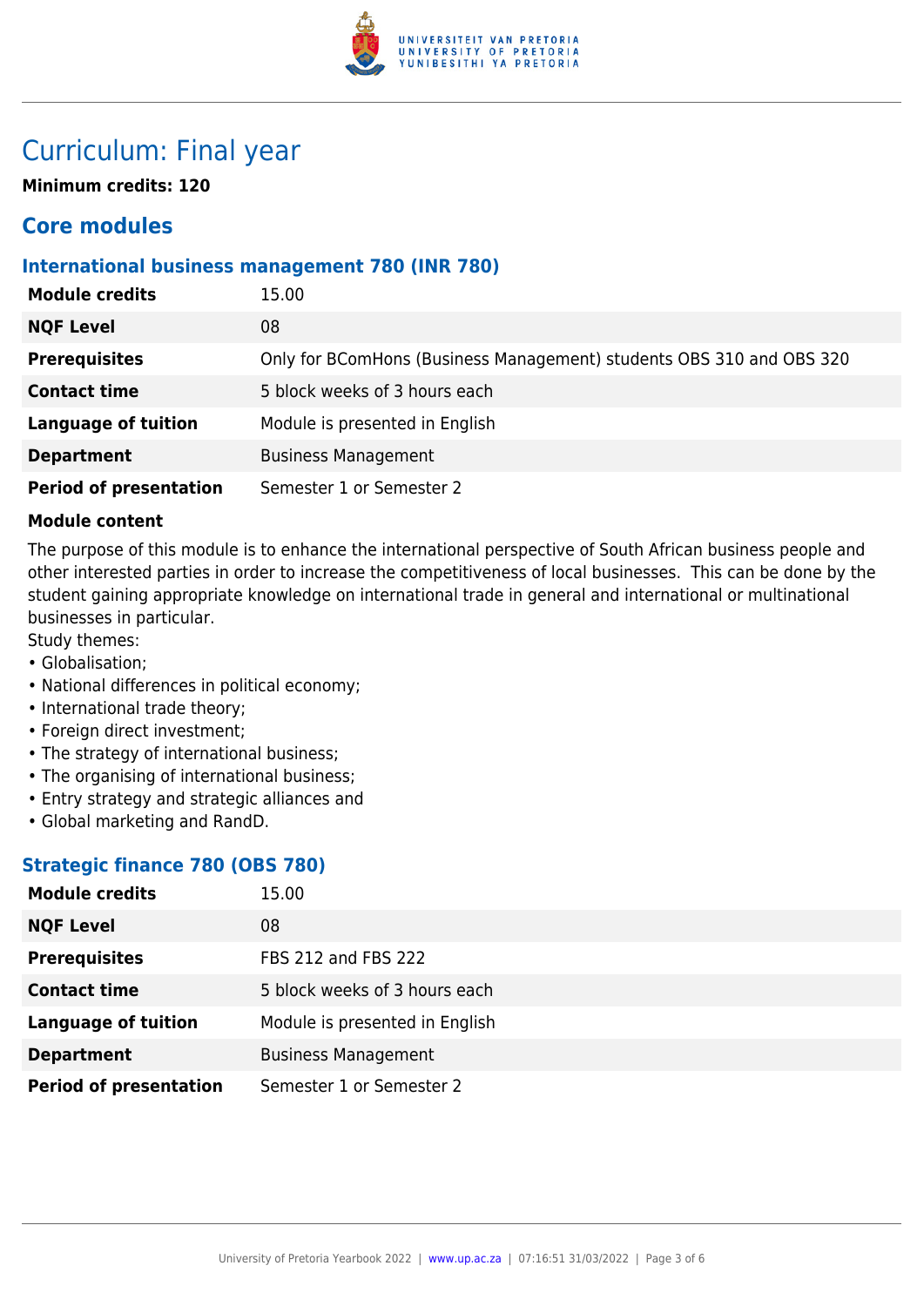# Curriculum: Final year

**Minimum credits: 120**

## Core modules

### International business management 780 (INR 780)

| | |
|---|---|
| **Module credits** | 15.00 |
| **NQF Level** | 08 |
| **Prerequisites** | Only for BComHons (Business Management) students OBS 310 and OBS 320 |
| **Contact time** | 5 block weeks of 3 hours each |
| **Language of tuition** | Module is presented in English |
| **Department** | Business Management |
| **Period of presentation** | Semester 1 or Semester 2 |

**Module content**

The purpose of this module is to enhance the international perspective of South African business people and other interested parties in order to increase the competitiveness of local businesses. This can be done by the student gaining appropriate knowledge on international trade in general and international or multinational businesses in particular.

Study themes:
- Globalisation;
- National differences in political economy;
- International trade theory;
- Foreign direct investment;
- The strategy of international business;
- The organising of international business;
- Entry strategy and strategic alliances and
- Global marketing and RandD.

### Strategic finance 780 (OBS 780)

| | |
|---|---|
| **Module credits** | 15.00 |
| **NQF Level** | 08 |
| **Prerequisites** | FBS 212 and FBS 222 |
| **Contact time** | 5 block weeks of 3 hours each |
| **Language of tuition** | Module is presented in English |
| **Department** | Business Management |
| **Period of presentation** | Semester 1 or Semester 2 |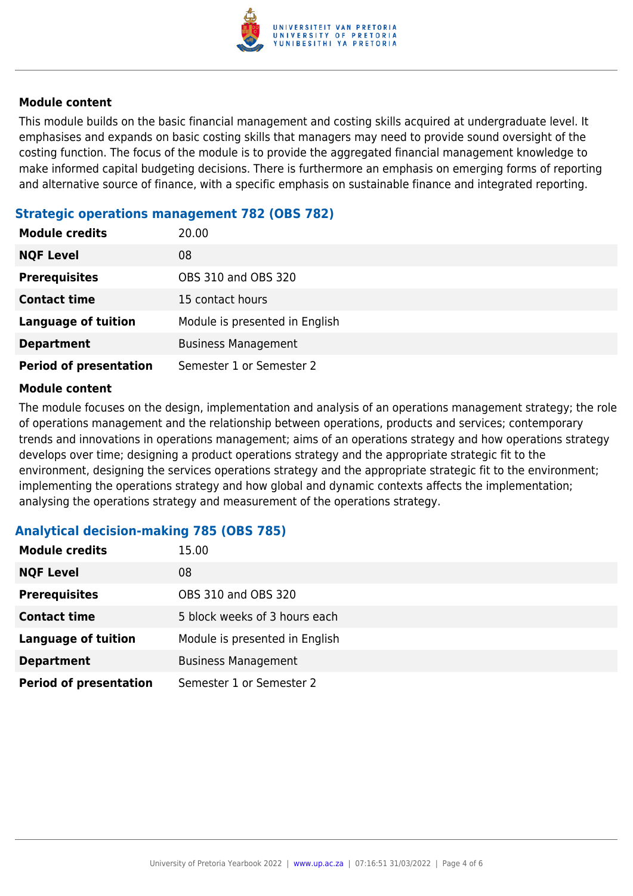#### Module content

This module builds on the basic financial management and costing skills acquired at undergraduate level. It emphasises and expands on basic costing skills that managers may need to provide sound oversight of the costing function. The focus of the module is to provide the aggregated financial management knowledge to make informed capital budgeting decisions. There is furthermore an emphasis on emerging forms of reporting and alternative source of finance, with a specific emphasis on sustainable finance and integrated reporting.

### Strategic operations management 782 (OBS 782)

| | |
|---|---|
| **Module credits** | 20.00 |
| **NQF Level** | 08 |
| **Prerequisites** | OBS 310 and OBS 320 |
| **Contact time** | 15 contact hours |
| **Language of tuition** | Module is presented in English |
| **Department** | Business Management |
| **Period of presentation** | Semester 1 or Semester 2 |

#### Module content

The module focuses on the design, implementation and analysis of an operations management strategy; the role of operations management and the relationship between operations, products and services; contemporary trends and innovations in operations management; aims of an operations strategy and how operations strategy develops over time; designing a product operations strategy and the appropriate strategic fit to the environment, designing the services operations strategy and the appropriate strategic fit to the environment; implementing the operations strategy and how global and dynamic contexts affects the implementation; analysing the operations strategy and measurement of the operations strategy.

### Analytical decision-making 785 (OBS 785)

| | |
|---|---|
| **Module credits** | 15.00 |
| **NQF Level** | 08 |
| **Prerequisites** | OBS 310 and OBS 320 |
| **Contact time** | 5 block weeks of 3 hours each |
| **Language of tuition** | Module is presented in English |
| **Department** | Business Management |
| **Period of presentation** | Semester 1 or Semester 2 |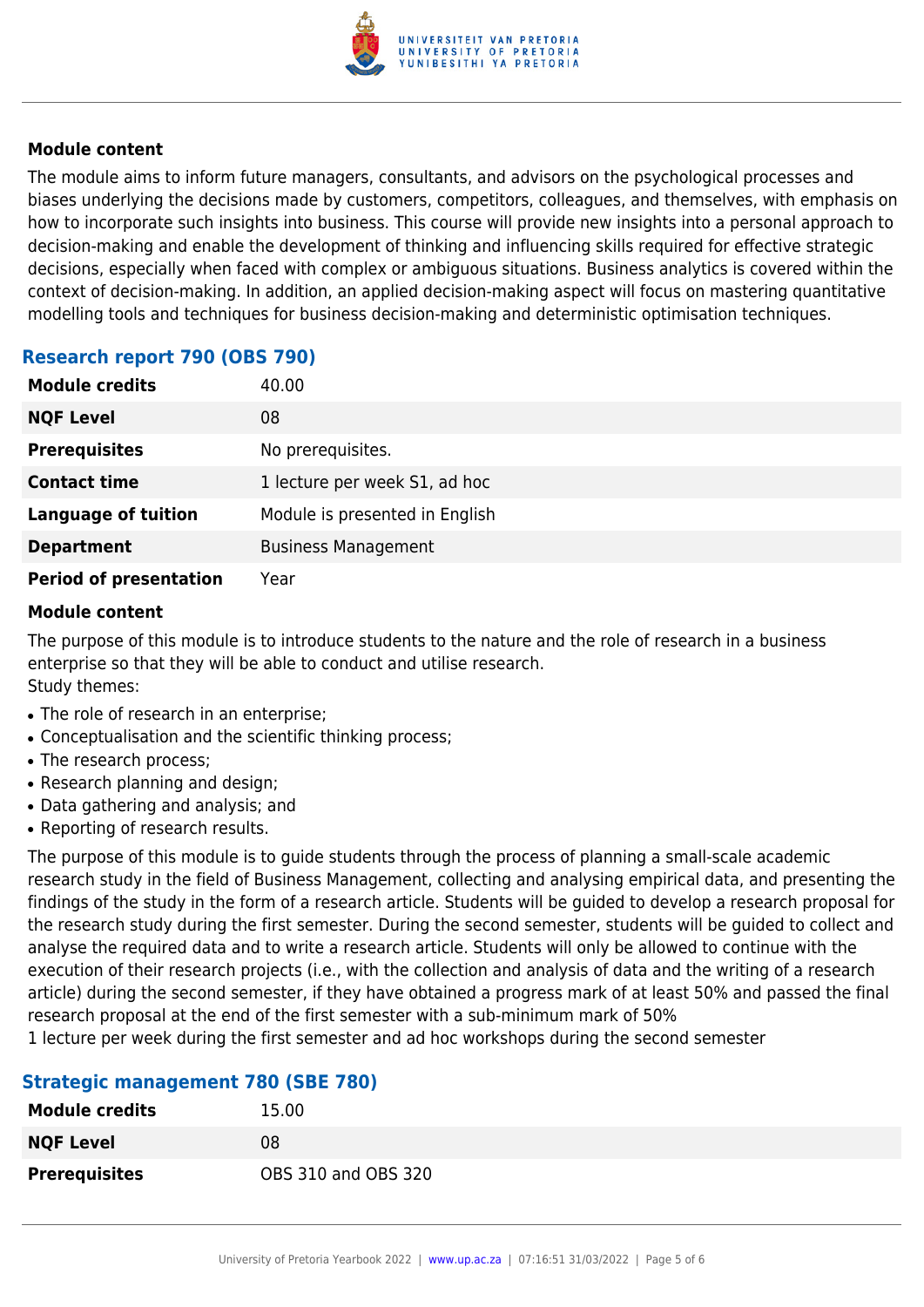**Module content**

The module aims to inform future managers, consultants, and advisors on the psychological processes and biases underlying the decisions made by customers, competitors, colleagues, and themselves, with emphasis on how to incorporate such insights into business. This course will provide new insights into a personal approach to decision-making and enable the development of thinking and influencing skills required for effective strategic decisions, especially when faced with complex or ambiguous situations. Business analytics is covered within the context of decision-making. In addition, an applied decision-making aspect will focus on mastering quantitative modelling tools and techniques for business decision-making and deterministic optimisation techniques.

### Research report 790 (OBS 790)

| | |
|---|---|
| **Module credits** | 40.00 |
| **NQF Level** | 08 |
| **Prerequisites** | No prerequisites. |
| **Contact time** | 1 lecture per week S1, ad hoc |
| **Language of tuition** | Module is presented in English |
| **Department** | Business Management |
| **Period of presentation** | Year |

**Module content**

The purpose of this module is to introduce students to the nature and the role of research in a business enterprise so that they will be able to conduct and utilise research.
Study themes:

- The role of research in an enterprise;
- Conceptualisation and the scientific thinking process;
- The research process;
- Research planning and design;
- Data gathering and analysis; and
- Reporting of research results.

The purpose of this module is to guide students through the process of planning a small-scale academic research study in the field of Business Management, collecting and analysing empirical data, and presenting the findings of the study in the form of a research article. Students will be guided to develop a research proposal for the research study during the first semester. During the second semester, students will be guided to collect and analyse the required data and to write a research article. Students will only be allowed to continue with the execution of their research projects (i.e., with the collection and analysis of data and the writing of a research article) during the second semester, if they have obtained a progress mark of at least 50% and passed the final research proposal at the end of the first semester with a sub-minimum mark of 50%
1 lecture per week during the first semester and ad hoc workshops during the second semester

### Strategic management 780 (SBE 780)

| | |
|---|---|
| **Module credits** | 15.00 |
| **NQF Level** | 08 |
| **Prerequisites** | OBS 310 and OBS 320 |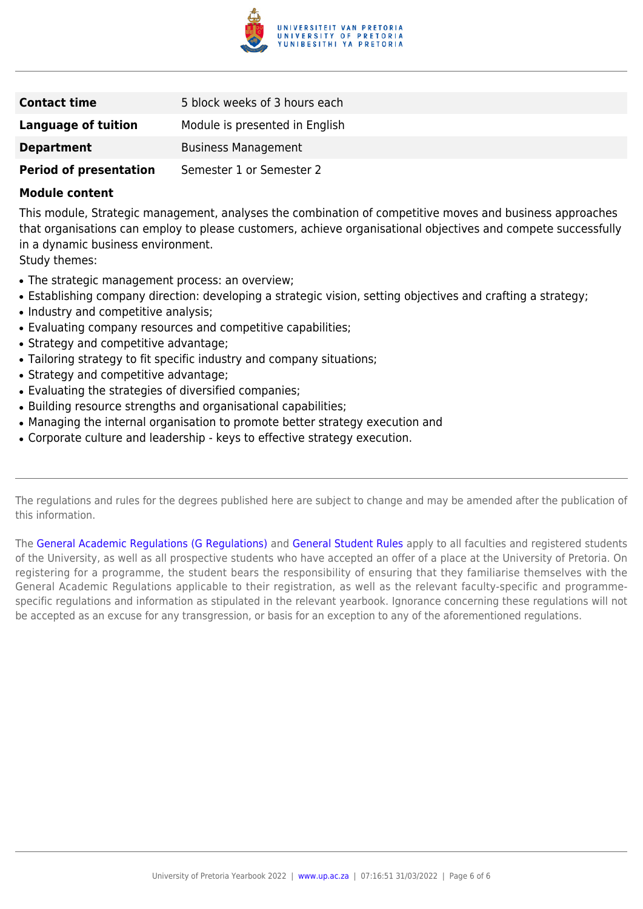| | |
|---|---|
| **Contact time** | 5 block weeks of 3 hours each |
| **Language of tuition** | Module is presented in English |
| **Department** | Business Management |
| **Period of presentation** | Semester 1 or Semester 2 |

**Module content**

This module, Strategic management, analyses the combination of competitive moves and business approaches that organisations can employ to please customers, achieve organisational objectives and compete successfully in a dynamic business environment.
Study themes:

- The strategic management process: an overview;
- Establishing company direction: developing a strategic vision, setting objectives and crafting a strategy;
- Industry and competitive analysis;
- Evaluating company resources and competitive capabilities;
- Strategy and competitive advantage;
- Tailoring strategy to fit specific industry and company situations;
- Strategy and competitive advantage;
- Evaluating the strategies of diversified companies;
- Building resource strengths and organisational capabilities;
- Managing the internal organisation to promote better strategy execution and
- Corporate culture and leadership - keys to effective strategy execution.

---

The regulations and rules for the degrees published here are subject to change and may be amended after the publication of this information.

The General Academic Regulations (G Regulations) and General Student Rules apply to all faculties and registered students of the University, as well as all prospective students who have accepted an offer of a place at the University of Pretoria. On registering for a programme, the student bears the responsibility of ensuring that they familiarise themselves with the General Academic Regulations applicable to their registration, as well as the relevant faculty-specific and programme-specific regulations and information as stipulated in the relevant yearbook. Ignorance concerning these regulations will not be accepted as an excuse for any transgression, or basis for an exception to any of the aforementioned regulations.